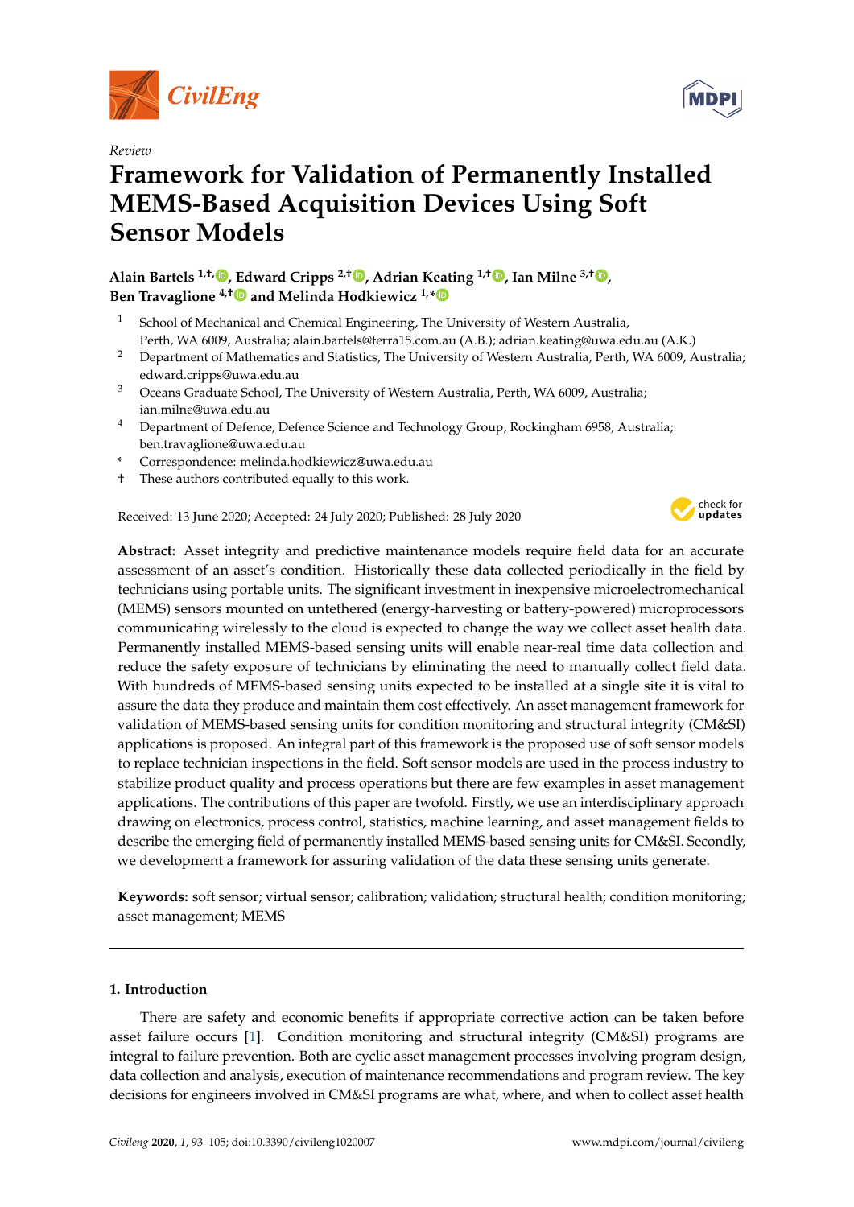Review

# Framework for Validation of Permanently Installed MEMS-Based Acquisition Devices Using Soft Sensor Models

**Alain Bartels [1,†], Edward Cripps [2,†], Adrian Keating [1,†], Ian Milne [3,†], Ben Travaglione [4,†] and Melinda Hodkiewicz [1,*]**

1. School of Mechanical and Chemical Engineering, The University of Western Australia, Perth, WA 6009, Australia; alain.bartels@terra15.com.au (A.B.); adrian.keating@uwa.edu.au (A.K.)
2. Department of Mathematics and Statistics, The University of Western Australia, Perth, WA 6009, Australia; edward.cripps@uwa.edu.au
3. Oceans Graduate School, The University of Western Australia, Perth, WA 6009, Australia; ian.milne@uwa.edu.au
4. Department of Defence, Defence Science and Technology Group, Rockingham 6958, Australia; ben.travaglione@uwa.edu.au

\* Correspondence: melinda.hodkiewicz@uwa.edu.au
† These authors contributed equally to this work.

Received: 13 June 2020; Accepted: 24 July 2020; Published: 28 July 2020

**Abstract:** Asset integrity and predictive maintenance models require field data for an accurate assessment of an asset's condition. Historically these data collected periodically in the field by technicians using portable units. The significant investment in inexpensive microelectromechanical (MEMS) sensors mounted on untethered (energy-harvesting or battery-powered) microprocessors communicating wirelessly to the cloud is expected to change the way we collect asset health data. Permanently installed MEMS-based sensing units will enable near-real time data collection and reduce the safety exposure of technicians by eliminating the need to manually collect field data. With hundreds of MEMS-based sensing units expected to be installed at a single site it is vital to assure the data they produce and maintain them cost effectively. An asset management framework for validation of MEMS-based sensing units for condition monitoring and structural integrity (CM&SI) applications is proposed. An integral part of this framework is the proposed use of soft sensor models to replace technician inspections in the field. Soft sensor models are used in the process industry to stabilize product quality and process operations but there are few examples in asset management applications. The contributions of this paper are twofold. Firstly, we use an interdisciplinary approach drawing on electronics, process control, statistics, machine learning, and asset management fields to describe the emerging field of permanently installed MEMS-based sensing units for CM&SI. Secondly, we development a framework for assuring validation of the data these sensing units generate.

**Keywords:** soft sensor; virtual sensor; calibration; validation; structural health; condition monitoring; asset management; MEMS

## 1. Introduction

There are safety and economic benefits if appropriate corrective action can be taken before asset failure occurs [1]. Condition monitoring and structural integrity (CM&SI) programs are integral to failure prevention. Both are cyclic asset management processes involving program design, data collection and analysis, execution of maintenance recommendations and program review. The key decisions for engineers involved in CM&SI programs are what, where, and when to collect asset health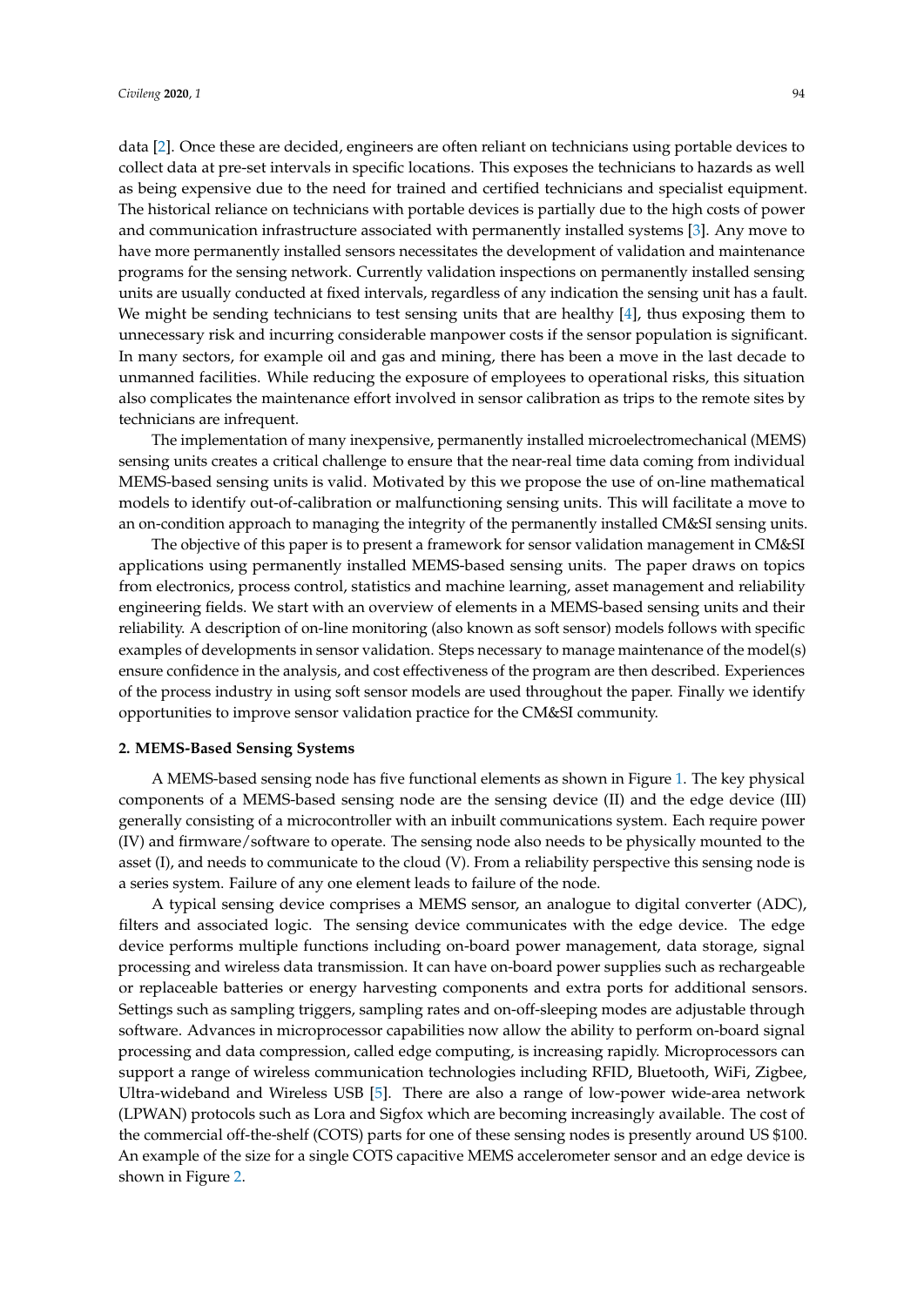data [2]. Once these are decided, engineers are often reliant on technicians using portable devices to collect data at pre-set intervals in specific locations. This exposes the technicians to hazards as well as being expensive due to the need for trained and certified technicians and specialist equipment. The historical reliance on technicians with portable devices is partially due to the high costs of power and communication infrastructure associated with permanently installed systems [3]. Any move to have more permanently installed sensors necessitates the development of validation and maintenance programs for the sensing network. Currently validation inspections on permanently installed sensing units are usually conducted at fixed intervals, regardless of any indication the sensing unit has a fault. We might be sending technicians to test sensing units that are healthy [4], thus exposing them to unnecessary risk and incurring considerable manpower costs if the sensor population is significant. In many sectors, for example oil and gas and mining, there has been a move in the last decade to unmanned facilities. While reducing the exposure of employees to operational risks, this situation also complicates the maintenance effort involved in sensor calibration as trips to the remote sites by technicians are infrequent.

The implementation of many inexpensive, permanently installed microelectromechanical (MEMS) sensing units creates a critical challenge to ensure that the near-real time data coming from individual MEMS-based sensing units is valid. Motivated by this we propose the use of on-line mathematical models to identify out-of-calibration or malfunctioning sensing units. This will facilitate a move to an on-condition approach to managing the integrity of the permanently installed CM&SI sensing units.

The objective of this paper is to present a framework for sensor validation management in CM&SI applications using permanently installed MEMS-based sensing units. The paper draws on topics from electronics, process control, statistics and machine learning, asset management and reliability engineering fields. We start with an overview of elements in a MEMS-based sensing units and their reliability. A description of on-line monitoring (also known as soft sensor) models follows with specific examples of developments in sensor validation. Steps necessary to manage maintenance of the model(s) ensure confidence in the analysis, and cost effectiveness of the program are then described. Experiences of the process industry in using soft sensor models are used throughout the paper. Finally we identify opportunities to improve sensor validation practice for the CM&SI community.

## 2. MEMS-Based Sensing Systems

A MEMS-based sensing node has five functional elements as shown in Figure 1. The key physical components of a MEMS-based sensing node are the sensing device (II) and the edge device (III) generally consisting of a microcontroller with an inbuilt communications system. Each require power (IV) and firmware/software to operate. The sensing node also needs to be physically mounted to the asset (I), and needs to communicate to the cloud (V). From a reliability perspective this sensing node is a series system. Failure of any one element leads to failure of the node.

A typical sensing device comprises a MEMS sensor, an analogue to digital converter (ADC), filters and associated logic. The sensing device communicates with the edge device. The edge device performs multiple functions including on-board power management, data storage, signal processing and wireless data transmission. It can have on-board power supplies such as rechargeable or replaceable batteries or energy harvesting components and extra ports for additional sensors. Settings such as sampling triggers, sampling rates and on-off-sleeping modes are adjustable through software. Advances in microprocessor capabilities now allow the ability to perform on-board signal processing and data compression, called edge computing, is increasing rapidly. Microprocessors can support a range of wireless communication technologies including RFID, Bluetooth, WiFi, Zigbee, Ultra-wideband and Wireless USB [5]. There are also a range of low-power wide-area network (LPWAN) protocols such as Lora and Sigfox which are becoming increasingly available. The cost of the commercial off-the-shelf (COTS) parts for one of these sensing nodes is presently around US $100. An example of the size for a single COTS capacitive MEMS accelerometer sensor and an edge device is shown in Figure 2.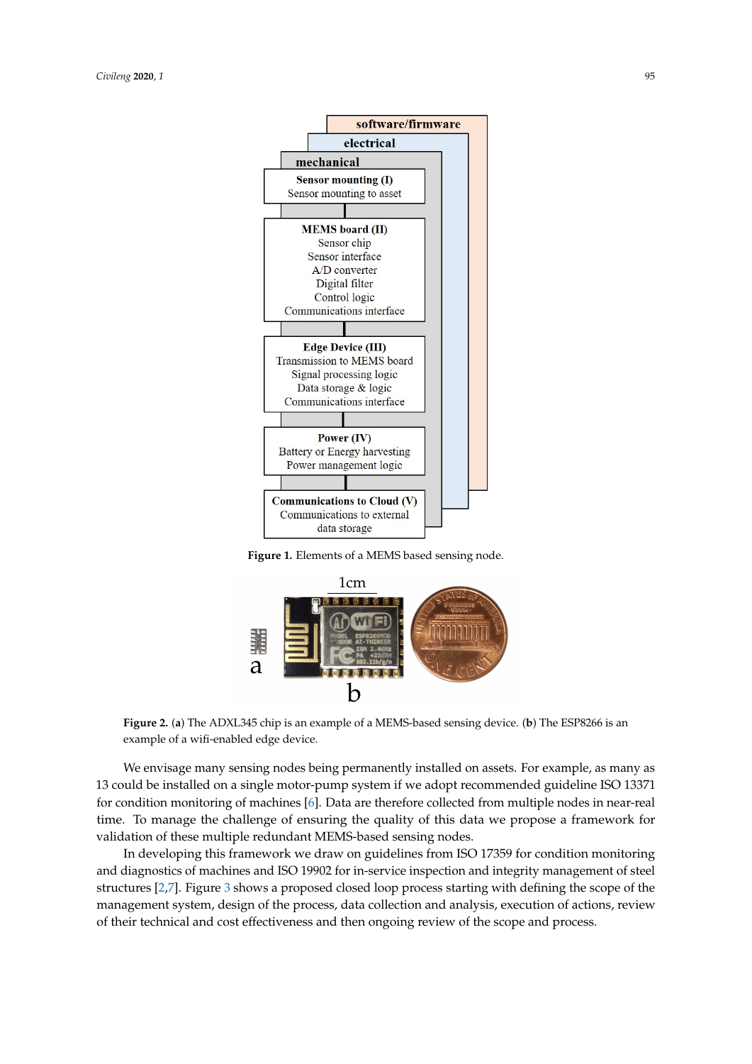software/firmware

electrical

mechanical

**Sensor mounting (I)**
Sensor mounting to asset

**MEMS board (II)**
Sensor chip
Sensor interface
A/D converter
Digital filter
Control logic
Communications interface

**Edge Device (III)**
Transmission to MEMS board
Signal processing logic
Data storage & logic
Communications interface

**Power (IV)**
Battery or Energy harvesting
Power management logic

**Communications to Cloud (V)**
Communications to external data storage

**Figure 1.** Elements of a MEMS based sensing node.

**Figure 2.** (**a**) The ADXL345 chip is an example of a MEMS-based sensing device. (**b**) The ESP8266 is an example of a wifi-enabled edge device.

We envisage many sensing nodes being permanently installed on assets. For example, as many as 13 could be installed on a single motor-pump system if we adopt recommended guideline ISO 13371 for condition monitoring of machines [6]. Data are therefore collected from multiple nodes in near-real time. To manage the challenge of ensuring the quality of this data we propose a framework for validation of these multiple redundant MEMS-based sensing nodes.

In developing this framework we draw on guidelines from ISO 17359 for condition monitoring and diagnostics of machines and ISO 19902 for in-service inspection and integrity management of steel structures [2,7]. Figure 3 shows a proposed closed loop process starting with defining the scope of the management system, design of the process, data collection and analysis, execution of actions, review of their technical and cost effectiveness and then ongoing review of the scope and process.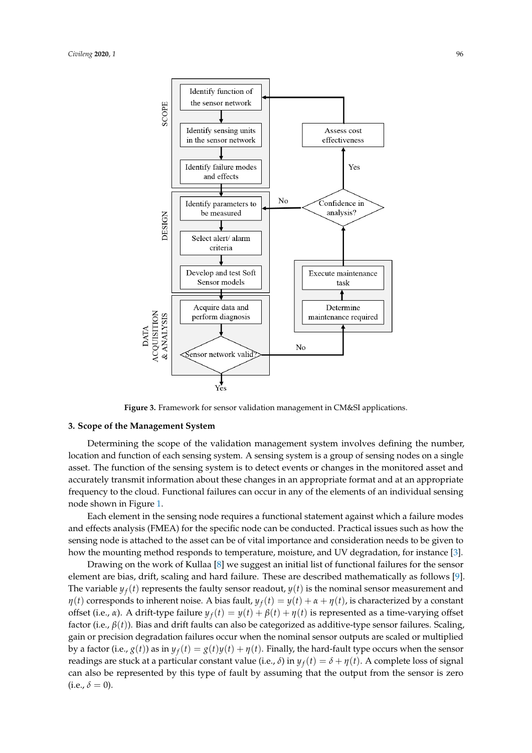**Figure 3.** Framework for sensor validation management in CM&SI applications.

## 3. Scope of the Management System

Determining the scope of the validation management system involves defining the number, location and function of each sensing system. A sensing system is a group of sensing nodes on a single asset. The function of the sensing system is to detect events or changes in the monitored asset and accurately transmit information about these changes in an appropriate format and at an appropriate frequency to the cloud. Functional failures can occur in any of the elements of an individual sensing node shown in Figure 1.

Each element in the sensing node requires a functional statement against which a failure modes and effects analysis (FMEA) for the specific node can be conducted. Practical issues such as how the sensing node is attached to the asset can be of vital importance and consideration needs to be given to how the mounting method responds to temperature, moisture, and UV degradation, for instance [3].

Drawing on the work of Kullaa [8] we suggest an initial list of functional failures for the sensor element are bias, drift, scaling and hard failure. These are described mathematically as follows [9]. The variable $y_f(t)$ represents the faulty sensor readout, $y(t)$ is the nominal sensor measurement and $\eta(t)$ corresponds to inherent noise. A bias fault, $y_f(t) = y(t) + \alpha + \eta(t)$, is characterized by a constant offset (i.e., $\alpha$). A drift-type failure $y_f(t) = y(t) + \beta(t) + \eta(t)$ is represented as a time-varying offset factor (i.e., $\beta(t)$). Bias and drift faults can also be categorized as additive-type sensor failures. Scaling, gain or precision degradation failures occur when the nominal sensor outputs are scaled or multiplied by a factor (i.e., $g(t)$) as in $y_f(t) = g(t)y(t) + \eta(t)$. Finally, the hard-fault type occurs when the sensor readings are stuck at a particular constant value (i.e., $\delta$) in $y_f(t) = \delta + \eta(t)$. A complete loss of signal can also be represented by this type of fault by assuming that the output from the sensor is zero (i.e., $\delta = 0$).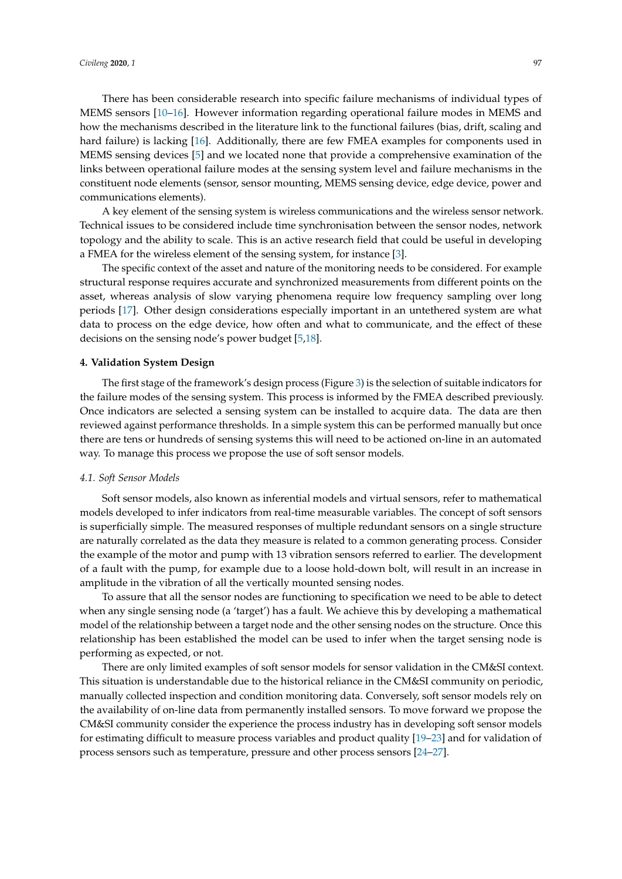There has been considerable research into specific failure mechanisms of individual types of MEMS sensors [10–16]. However information regarding operational failure modes in MEMS and how the mechanisms described in the literature link to the functional failures (bias, drift, scaling and hard failure) is lacking [16]. Additionally, there are few FMEA examples for components used in MEMS sensing devices [5] and we located none that provide a comprehensive examination of the links between operational failure modes at the sensing system level and failure mechanisms in the constituent node elements (sensor, sensor mounting, MEMS sensing device, edge device, power and communications elements).

A key element of the sensing system is wireless communications and the wireless sensor network. Technical issues to be considered include time synchronisation between the sensor nodes, network topology and the ability to scale. This is an active research field that could be useful in developing a FMEA for the wireless element of the sensing system, for instance [3].

The specific context of the asset and nature of the monitoring needs to be considered. For example structural response requires accurate and synchronized measurements from different points on the asset, whereas analysis of slow varying phenomena require low frequency sampling over long periods [17]. Other design considerations especially important in an untethered system are what data to process on the edge device, how often and what to communicate, and the effect of these decisions on the sensing node's power budget [5,18].

## 4. Validation System Design

The first stage of the framework's design process (Figure 3) is the selection of suitable indicators for the failure modes of the sensing system. This process is informed by the FMEA described previously. Once indicators are selected a sensing system can be installed to acquire data. The data are then reviewed against performance thresholds. In a simple system this can be performed manually but once there are tens or hundreds of sensing systems this will need to be actioned on-line in an automated way. To manage this process we propose the use of soft sensor models.

### *4.1. Soft Sensor Models*

Soft sensor models, also known as inferential models and virtual sensors, refer to mathematical models developed to infer indicators from real-time measurable variables. The concept of soft sensors is superficially simple. The measured responses of multiple redundant sensors on a single structure are naturally correlated as the data they measure is related to a common generating process. Consider the example of the motor and pump with 13 vibration sensors referred to earlier. The development of a fault with the pump, for example due to a loose hold-down bolt, will result in an increase in amplitude in the vibration of all the vertically mounted sensing nodes.

To assure that all the sensor nodes are functioning to specification we need to be able to detect when any single sensing node (a 'target') has a fault. We achieve this by developing a mathematical model of the relationship between a target node and the other sensing nodes on the structure. Once this relationship has been established the model can be used to infer when the target sensing node is performing as expected, or not.

There are only limited examples of soft sensor models for sensor validation in the CM&SI context. This situation is understandable due to the historical reliance in the CM&SI community on periodic, manually collected inspection and condition monitoring data. Conversely, soft sensor models rely on the availability of on-line data from permanently installed sensors. To move forward we propose the CM&SI community consider the experience the process industry has in developing soft sensor models for estimating difficult to measure process variables and product quality [19–23] and for validation of process sensors such as temperature, pressure and other process sensors [24–27].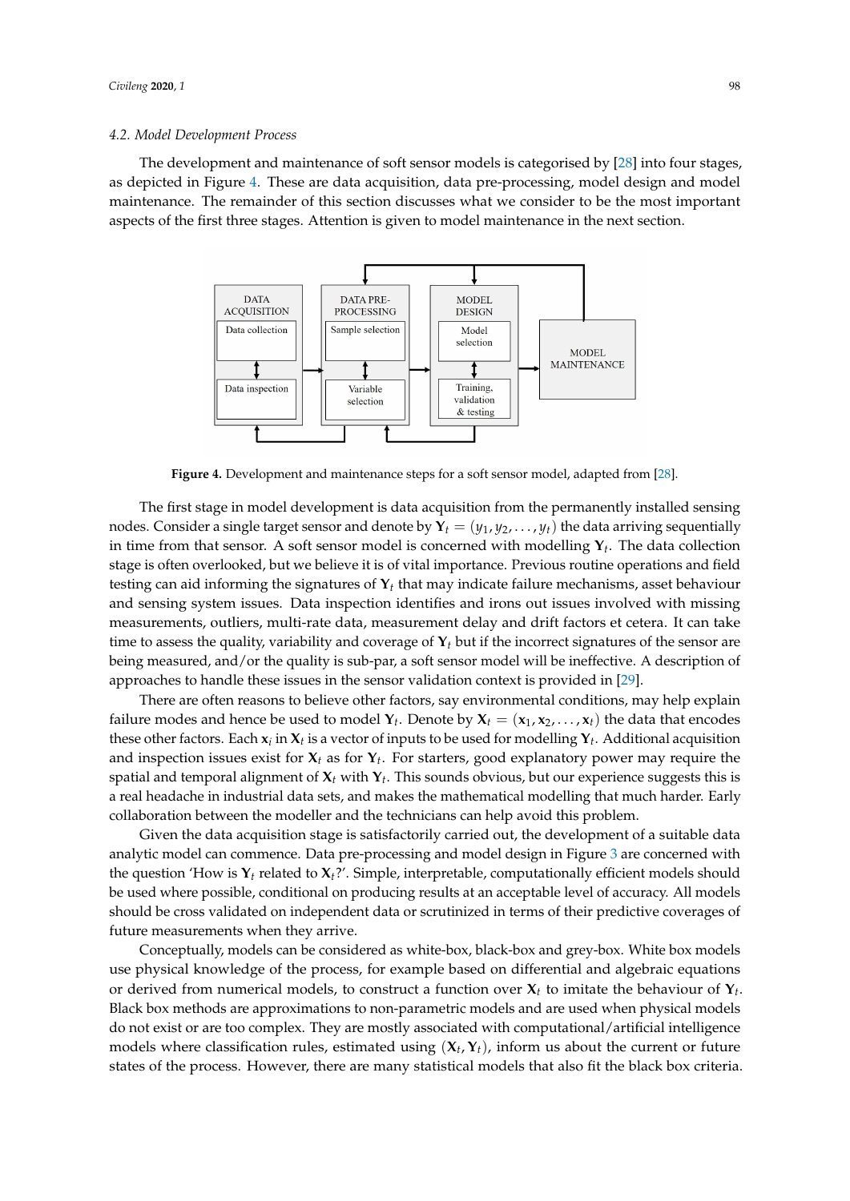### 4.2. Model Development Process

The development and maintenance of soft sensor models is categorised by [28] into four stages, as depicted in Figure 4. These are data acquisition, data pre-processing, model design and model maintenance. The remainder of this section discusses what we consider to be the most important aspects of the first three stages. Attention is given to model maintenance in the next section.

**Figure 4.** Development and maintenance steps for a soft sensor model, adapted from [28].

The first stage in model development is data acquisition from the permanently installed sensing nodes. Consider a single target sensor and denote by $\mathbf{Y}_t = (y_1, y_2, \ldots, y_t)$ the data arriving sequentially in time from that sensor. A soft sensor model is concerned with modelling $\mathbf{Y}_t$. The data collection stage is often overlooked, but we believe it is of vital importance. Previous routine operations and field testing can aid informing the signatures of $\mathbf{Y}_t$ that may indicate failure mechanisms, asset behaviour and sensing system issues. Data inspection identifies and irons out issues involved with missing measurements, outliers, multi-rate data, measurement delay and drift factors et cetera. It can take time to assess the quality, variability and coverage of $\mathbf{Y}_t$ but if the incorrect signatures of the sensor are being measured, and/or the quality is sub-par, a soft sensor model will be ineffective. A description of approaches to handle these issues in the sensor validation context is provided in [29].

There are often reasons to believe other factors, say environmental conditions, may help explain failure modes and hence be used to model $\mathbf{Y}_t$. Denote by $\mathbf{X}_t = (\mathbf{x}_1, \mathbf{x}_2, \ldots, \mathbf{x}_t)$ the data that encodes these other factors. Each $\mathbf{x}_i$ in $\mathbf{X}_t$ is a vector of inputs to be used for modelling $\mathbf{Y}_t$. Additional acquisition and inspection issues exist for $\mathbf{X}_t$ as for $\mathbf{Y}_t$. For starters, good explanatory power may require the spatial and temporal alignment of $\mathbf{X}_t$ with $\mathbf{Y}_t$. This sounds obvious, but our experience suggests this is a real headache in industrial data sets, and makes the mathematical modelling that much harder. Early collaboration between the modeller and the technicians can help avoid this problem.

Given the data acquisition stage is satisfactorily carried out, the development of a suitable data analytic model can commence. Data pre-processing and model design in Figure 3 are concerned with the question 'How is $\mathbf{Y}_t$ related to $\mathbf{X}_t$?'. Simple, interpretable, computationally efficient models should be used where possible, conditional on producing results at an acceptable level of accuracy. All models should be cross validated on independent data or scrutinized in terms of their predictive coverages of future measurements when they arrive.

Conceptually, models can be considered as white-box, black-box and grey-box. White box models use physical knowledge of the process, for example based on differential and algebraic equations or derived from numerical models, to construct a function over $\mathbf{X}_t$ to imitate the behaviour of $\mathbf{Y}_t$. Black box methods are approximations to non-parametric models and are used when physical models do not exist or are too complex. They are mostly associated with computational/artificial intelligence models where classification rules, estimated using $(\mathbf{X}_t, \mathbf{Y}_t)$, inform us about the current or future states of the process. However, there are many statistical models that also fit the black box criteria.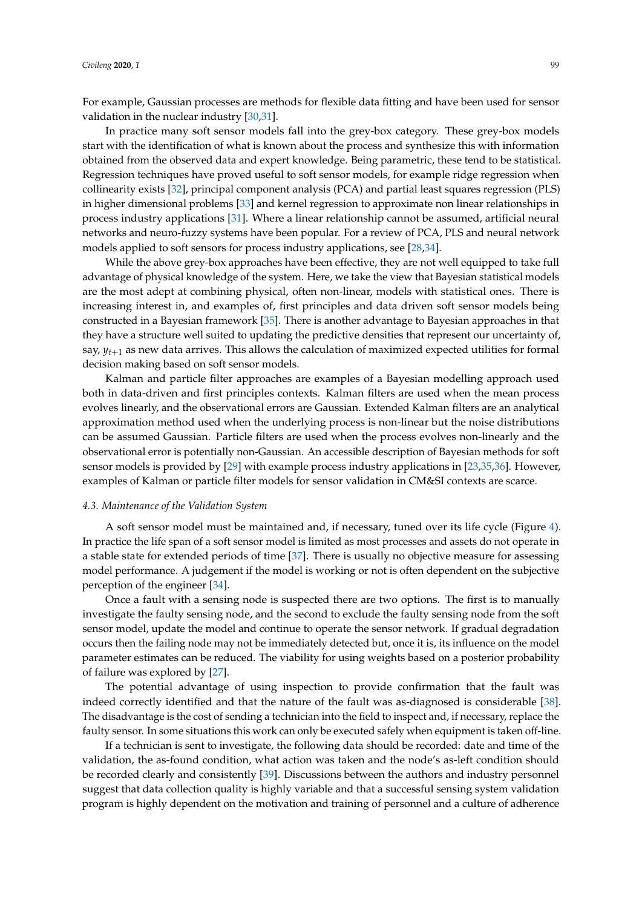For example, Gaussian processes are methods for flexible data fitting and have been used for sensor validation in the nuclear industry [30,31].

In practice many soft sensor models fall into the grey-box category. These grey-box models start with the identification of what is known about the process and synthesize this with information obtained from the observed data and expert knowledge. Being parametric, these tend to be statistical. Regression techniques have proved useful to soft sensor models, for example ridge regression when collinearity exists [32], principal component analysis (PCA) and partial least squares regression (PLS) in higher dimensional problems [33] and kernel regression to approximate non linear relationships in process industry applications [31]. Where a linear relationship cannot be assumed, artificial neural networks and neuro-fuzzy systems have been popular. For a review of PCA, PLS and neural network models applied to soft sensors for process industry applications, see [28,34].

While the above grey-box approaches have been effective, they are not well equipped to take full advantage of physical knowledge of the system. Here, we take the view that Bayesian statistical models are the most adept at combining physical, often non-linear, models with statistical ones. There is increasing interest in, and examples of, first principles and data driven soft sensor models being constructed in a Bayesian framework [35]. There is another advantage to Bayesian approaches in that they have a structure well suited to updating the predictive densities that represent our uncertainty of, say, $y_{t+1}$ as new data arrives. This allows the calculation of maximized expected utilities for formal decision making based on soft sensor models.

Kalman and particle filter approaches are examples of a Bayesian modelling approach used both in data-driven and first principles contexts. Kalman filters are used when the mean process evolves linearly, and the observational errors are Gaussian. Extended Kalman filters are an analytical approximation method used when the underlying process is non-linear but the noise distributions can be assumed Gaussian. Particle filters are used when the process evolves non-linearly and the observational error is potentially non-Gaussian. An accessible description of Bayesian methods for soft sensor models is provided by [29] with example process industry applications in [23,35,36]. However, examples of Kalman or particle filter models for sensor validation in CM&SI contexts are scarce.

### *4.3. Maintenance of the Validation System*

A soft sensor model must be maintained and, if necessary, tuned over its life cycle (Figure 4). In practice the life span of a soft sensor model is limited as most processes and assets do not operate in a stable state for extended periods of time [37]. There is usually no objective measure for assessing model performance. A judgement if the model is working or not is often dependent on the subjective perception of the engineer [34].

Once a fault with a sensing node is suspected there are two options. The first is to manually investigate the faulty sensing node, and the second to exclude the faulty sensing node from the soft sensor model, update the model and continue to operate the sensor network. If gradual degradation occurs then the failing node may not be immediately detected but, once it is, its influence on the model parameter estimates can be reduced. The viability for using weights based on a posterior probability of failure was explored by [27].

The potential advantage of using inspection to provide confirmation that the fault was indeed correctly identified and that the nature of the fault was as-diagnosed is considerable [38]. The disadvantage is the cost of sending a technician into the field to inspect and, if necessary, replace the faulty sensor. In some situations this work can only be executed safely when equipment is taken off-line.

If a technician is sent to investigate, the following data should be recorded: date and time of the validation, the as-found condition, what action was taken and the node's as-left condition should be recorded clearly and consistently [39]. Discussions between the authors and industry personnel suggest that data collection quality is highly variable and that a successful sensing system validation program is highly dependent on the motivation and training of personnel and a culture of adherence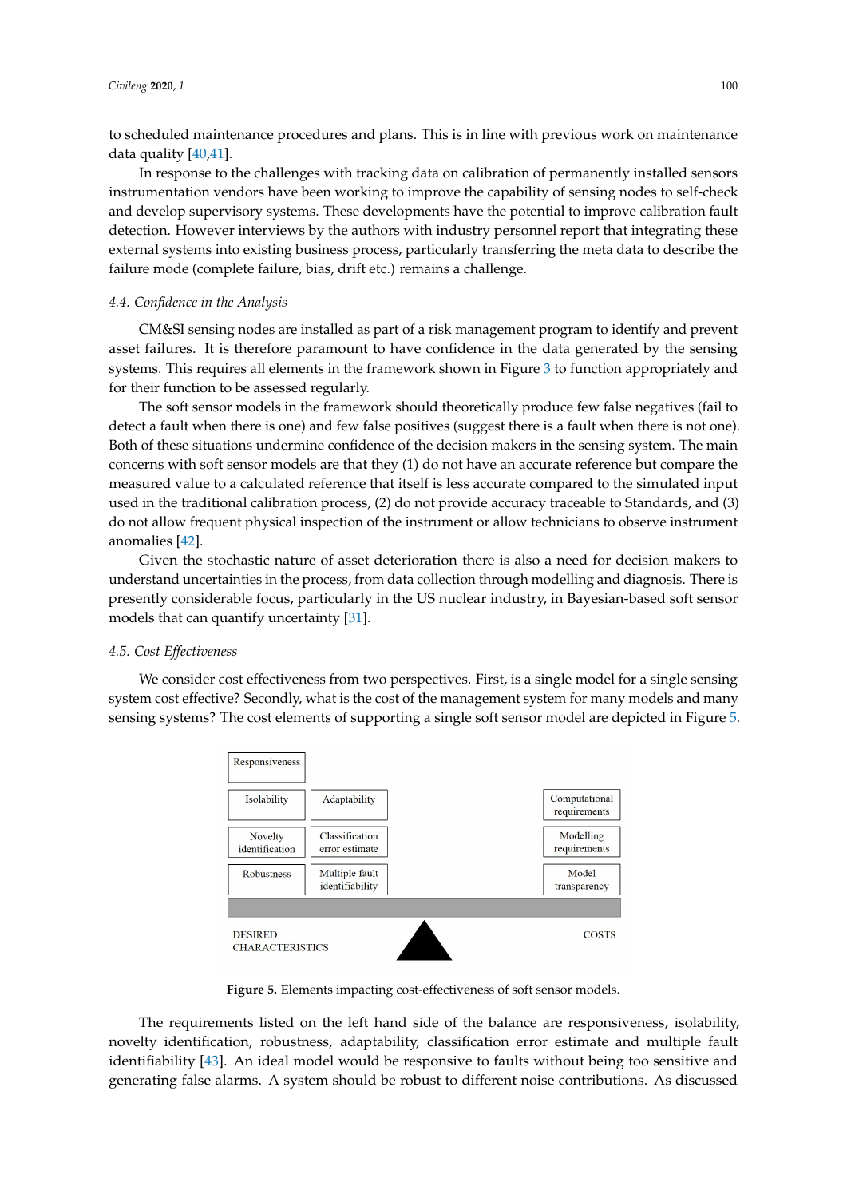to scheduled maintenance procedures and plans. This is in line with previous work on maintenance data quality [40,41].

In response to the challenges with tracking data on calibration of permanently installed sensors instrumentation vendors have been working to improve the capability of sensing nodes to self-check and develop supervisory systems. These developments have the potential to improve calibration fault detection. However interviews by the authors with industry personnel report that integrating these external systems into existing business process, particularly transferring the meta data to describe the failure mode (complete failure, bias, drift etc.) remains a challenge.

### 4.4. Confidence in the Analysis

CM&SI sensing nodes are installed as part of a risk management program to identify and prevent asset failures. It is therefore paramount to have confidence in the data generated by the sensing systems. This requires all elements in the framework shown in Figure 3 to function appropriately and for their function to be assessed regularly.

The soft sensor models in the framework should theoretically produce few false negatives (fail to detect a fault when there is one) and few false positives (suggest there is a fault when there is not one). Both of these situations undermine confidence of the decision makers in the sensing system. The main concerns with soft sensor models are that they (1) do not have an accurate reference but compare the measured value to a calculated reference that itself is less accurate compared to the simulated input used in the traditional calibration process, (2) do not provide accuracy traceable to Standards, and (3) do not allow frequent physical inspection of the instrument or allow technicians to observe instrument anomalies [42].

Given the stochastic nature of asset deterioration there is also a need for decision makers to understand uncertainties in the process, from data collection through modelling and diagnosis. There is presently considerable focus, particularly in the US nuclear industry, in Bayesian-based soft sensor models that can quantify uncertainty [31].

### 4.5. Cost Effectiveness

We consider cost effectiveness from two perspectives. First, is a single model for a single sensing system cost effective? Secondly, what is the cost of the management system for many models and many sensing systems? The cost elements of supporting a single soft sensor model are depicted in Figure 5.

**Figure 5.** Elements impacting cost-effectiveness of soft sensor models.

The requirements listed on the left hand side of the balance are responsiveness, isolability, novelty identification, robustness, adaptability, classification error estimate and multiple fault identifiability [43]. An ideal model would be responsive to faults without being too sensitive and generating false alarms. A system should be robust to different noise contributions. As discussed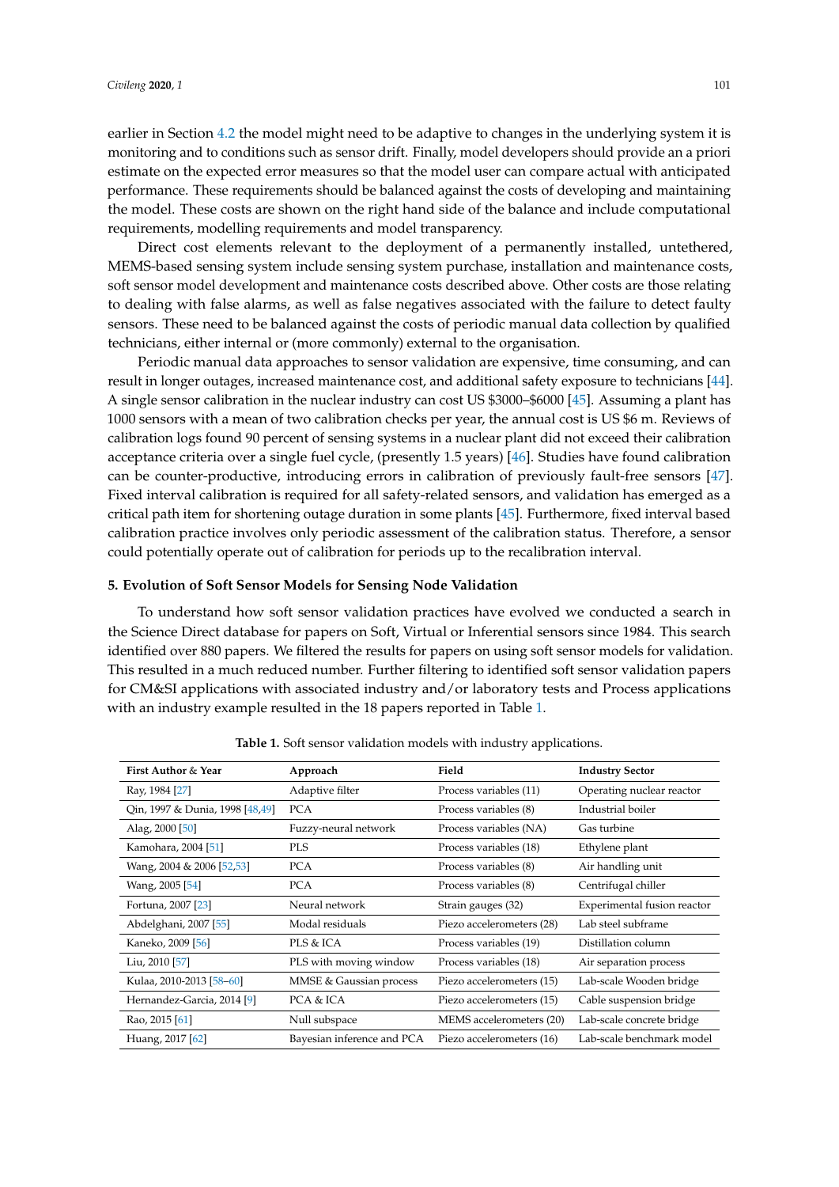earlier in Section 4.2 the model might need to be adaptive to changes in the underlying system it is monitoring and to conditions such as sensor drift. Finally, model developers should provide an a priori estimate on the expected error measures so that the model user can compare actual with anticipated performance. These requirements should be balanced against the costs of developing and maintaining the model. These costs are shown on the right hand side of the balance and include computational requirements, modelling requirements and model transparency.

Direct cost elements relevant to the deployment of a permanently installed, untethered, MEMS-based sensing system include sensing system purchase, installation and maintenance costs, soft sensor model development and maintenance costs described above. Other costs are those relating to dealing with false alarms, as well as false negatives associated with the failure to detect faulty sensors. These need to be balanced against the costs of periodic manual data collection by qualified technicians, either internal or (more commonly) external to the organisation.

Periodic manual data approaches to sensor validation are expensive, time consuming, and can result in longer outages, increased maintenance cost, and additional safety exposure to technicians [44]. A single sensor calibration in the nuclear industry can cost US $3000–$6000 [45]. Assuming a plant has 1000 sensors with a mean of two calibration checks per year, the annual cost is US $6 m. Reviews of calibration logs found 90 percent of sensing systems in a nuclear plant did not exceed their calibration acceptance criteria over a single fuel cycle, (presently 1.5 years) [46]. Studies have found calibration can be counter-productive, introducing errors in calibration of previously fault-free sensors [47]. Fixed interval calibration is required for all safety-related sensors, and validation has emerged as a critical path item for shortening outage duration in some plants [45]. Furthermore, fixed interval based calibration practice involves only periodic assessment of the calibration status. Therefore, a sensor could potentially operate out of calibration for periods up to the recalibration interval.

## 5. Evolution of Soft Sensor Models for Sensing Node Validation

To understand how soft sensor validation practices have evolved we conducted a search in the Science Direct database for papers on Soft, Virtual or Inferential sensors since 1984. This search identified over 880 papers. We filtered the results for papers on using soft sensor models for validation. This resulted in a much reduced number. Further filtering to identified soft sensor validation papers for CM&SI applications with associated industry and/or laboratory tests and Process applications with an industry example resulted in the 18 papers reported in Table 1.

**Table 1.** Soft sensor validation models with industry applications.

| First Author & Year | Approach | Field | Industry Sector |
|---|---|---|---|
| Ray, 1984 [27] | Adaptive filter | Process variables (11) | Operating nuclear reactor |
| Qin, 1997 & Dunia, 1998 [48,49] | PCA | Process variables (8) | Industrial boiler |
| Alag, 2000 [50] | Fuzzy-neural network | Process variables (NA) | Gas turbine |
| Kamohara, 2004 [51] | PLS | Process variables (18) | Ethylene plant |
| Wang, 2004 & 2006 [52,53] | PCA | Process variables (8) | Air handling unit |
| Wang, 2005 [54] | PCA | Process variables (8) | Centrifugal chiller |
| Fortuna, 2007 [23] | Neural network | Strain gauges (32) | Experimental fusion reactor |
| Abdelghani, 2007 [55] | Modal residuals | Piezo accelerometers (28) | Lab steel subframe |
| Kaneko, 2009 [56] | PLS & ICA | Process variables (19) | Distillation column |
| Liu, 2010 [57] | PLS with moving window | Process variables (18) | Air separation process |
| Kulaa, 2010-2013 [58–60] | MMSE & Gaussian process | Piezo accelerometers (15) | Lab-scale Wooden bridge |
| Hernandez-Garcia, 2014 [9] | PCA & ICA | Piezo accelerometers (15) | Cable suspension bridge |
| Rao, 2015 [61] | Null subspace | MEMS accelerometers (20) | Lab-scale concrete bridge |
| Huang, 2017 [62] | Bayesian inference and PCA | Piezo accelerometers (16) | Lab-scale benchmark model |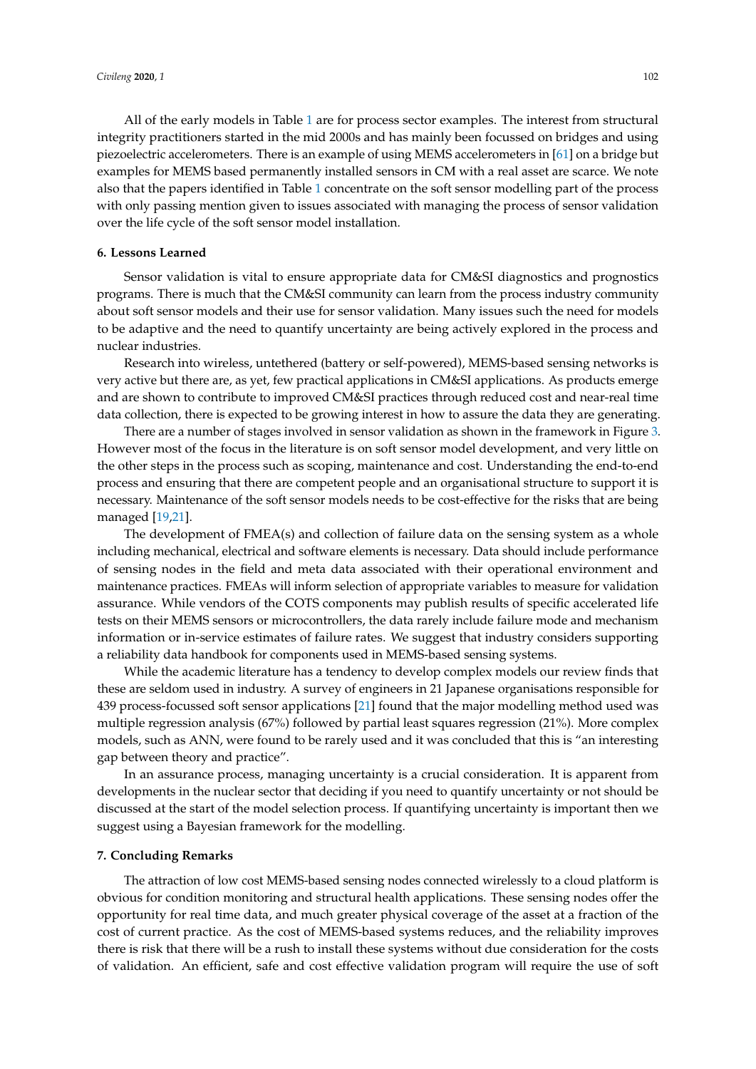All of the early models in Table 1 are for process sector examples. The interest from structural integrity practitioners started in the mid 2000s and has mainly been focussed on bridges and using piezoelectric accelerometers. There is an example of using MEMS accelerometers in [61] on a bridge but examples for MEMS based permanently installed sensors in CM with a real asset are scarce. We note also that the papers identified in Table 1 concentrate on the soft sensor modelling part of the process with only passing mention given to issues associated with managing the process of sensor validation over the life cycle of the soft sensor model installation.

## 6. Lessons Learned

Sensor validation is vital to ensure appropriate data for CM&SI diagnostics and prognostics programs. There is much that the CM&SI community can learn from the process industry community about soft sensor models and their use for sensor validation. Many issues such the need for models to be adaptive and the need to quantify uncertainty are being actively explored in the process and nuclear industries.

Research into wireless, untethered (battery or self-powered), MEMS-based sensing networks is very active but there are, as yet, few practical applications in CM&SI applications. As products emerge and are shown to contribute to improved CM&SI practices through reduced cost and near-real time data collection, there is expected to be growing interest in how to assure the data they are generating.

There are a number of stages involved in sensor validation as shown in the framework in Figure 3. However most of the focus in the literature is on soft sensor model development, and very little on the other steps in the process such as scoping, maintenance and cost. Understanding the end-to-end process and ensuring that there are competent people and an organisational structure to support it is necessary. Maintenance of the soft sensor models needs to be cost-effective for the risks that are being managed [19,21].

The development of FMEA(s) and collection of failure data on the sensing system as a whole including mechanical, electrical and software elements is necessary. Data should include performance of sensing nodes in the field and meta data associated with their operational environment and maintenance practices. FMEAs will inform selection of appropriate variables to measure for validation assurance. While vendors of the COTS components may publish results of specific accelerated life tests on their MEMS sensors or microcontrollers, the data rarely include failure mode and mechanism information or in-service estimates of failure rates. We suggest that industry considers supporting a reliability data handbook for components used in MEMS-based sensing systems.

While the academic literature has a tendency to develop complex models our review finds that these are seldom used in industry. A survey of engineers in 21 Japanese organisations responsible for 439 process-focussed soft sensor applications [21] found that the major modelling method used was multiple regression analysis (67%) followed by partial least squares regression (21%). More complex models, such as ANN, were found to be rarely used and it was concluded that this is "an interesting gap between theory and practice".

In an assurance process, managing uncertainty is a crucial consideration. It is apparent from developments in the nuclear sector that deciding if you need to quantify uncertainty or not should be discussed at the start of the model selection process. If quantifying uncertainty is important then we suggest using a Bayesian framework for the modelling.

## 7. Concluding Remarks

The attraction of low cost MEMS-based sensing nodes connected wirelessly to a cloud platform is obvious for condition monitoring and structural health applications. These sensing nodes offer the opportunity for real time data, and much greater physical coverage of the asset at a fraction of the cost of current practice. As the cost of MEMS-based systems reduces, and the reliability improves there is risk that there will be a rush to install these systems without due consideration for the costs of validation. An efficient, safe and cost effective validation program will require the use of soft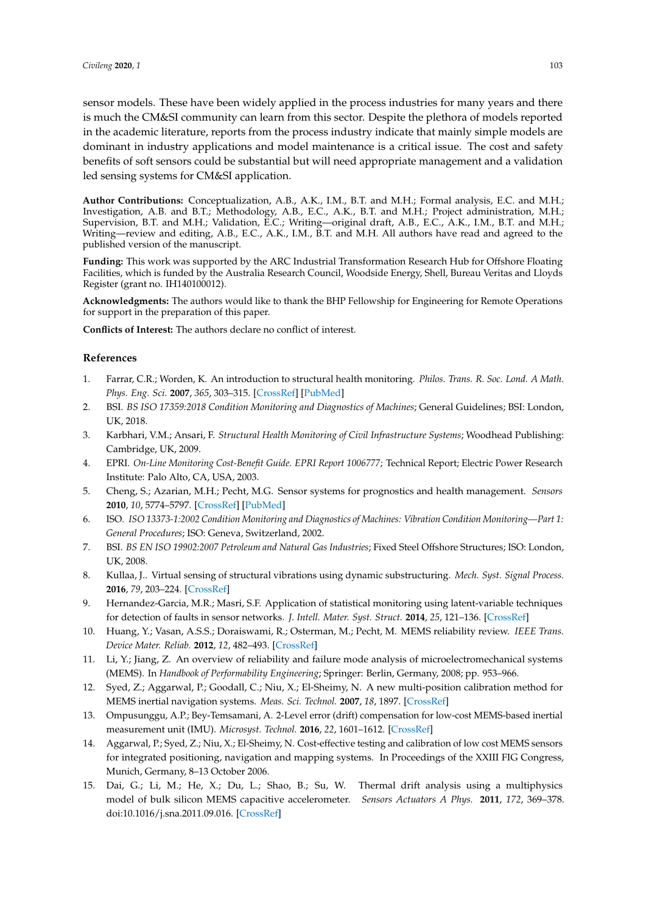sensor models. These have been widely applied in the process industries for many years and there is much the CM&SI community can learn from this sector. Despite the plethora of models reported in the academic literature, reports from the process industry indicate that mainly simple models are dominant in industry applications and model maintenance is a critical issue. The cost and safety benefits of soft sensors could be substantial but will need appropriate management and a validation led sensing systems for CM&SI application.

**Author Contributions:** Conceptualization, A.B., A.K., I.M., B.T. and M.H.; Formal analysis, E.C. and M.H.; Investigation, A.B. and B.T.; Methodology, A.B., E.C., A.K., B.T. and M.H.; Project administration, M.H.; Supervision, B.T. and M.H.; Validation, E.C.; Writing—original draft, A.B., E.C., A.K., I.M., B.T. and M.H.; Writing—review and editing, A.B., E.C., A.K., I.M., B.T. and M.H. All authors have read and agreed to the published version of the manuscript.

**Funding:** This work was supported by the ARC Industrial Transformation Research Hub for Offshore Floating Facilities, which is funded by the Australia Research Council, Woodside Energy, Shell, Bureau Veritas and Lloyds Register (grant no. IH140100012).

**Acknowledgments:** The authors would like to thank the BHP Fellowship for Engineering for Remote Operations for support in the preparation of this paper.

**Conflicts of Interest:** The authors declare no conflict of interest.

## References

1. Farrar, C.R.; Worden, K. An introduction to structural health monitoring. *Philos. Trans. R. Soc. Lond. A Math. Phys. Eng. Sci.* **2007**, *365*, 303–315. [CrossRef] [PubMed]
2. BSI. *BS ISO 17359:2018 Condition Monitoring and Diagnostics of Machines*; General Guidelines; BSI: London, UK, 2018.
3. Karbhari, V.M.; Ansari, F. *Structural Health Monitoring of Civil Infrastructure Systems*; Woodhead Publishing: Cambridge, UK, 2009.
4. EPRI. *On-Line Monitoring Cost-Benefit Guide. EPRI Report 1006777*; Technical Report; Electric Power Research Institute: Palo Alto, CA, USA, 2003.
5. Cheng, S.; Azarian, M.H.; Pecht, M.G. Sensor systems for prognostics and health management. *Sensors* **2010**, *10*, 5774–5797. [CrossRef] [PubMed]
6. ISO. *ISO 13373-1:2002 Condition Monitoring and Diagnostics of Machines: Vibration Condition Monitoring—Part 1: General Procedures*; ISO: Geneva, Switzerland, 2002.
7. BSI. *BS EN ISO 19902:2007 Petroleum and Natural Gas Industries*; Fixed Steel Offshore Structures; ISO: London, UK, 2008.
8. Kullaa, J.. Virtual sensing of structural vibrations using dynamic substructuring. *Mech. Syst. Signal Process.* **2016**, *79*, 203–224. [CrossRef]
9. Hernandez-Garcia, M.R.; Masri, S.F. Application of statistical monitoring using latent-variable techniques for detection of faults in sensor networks. *J. Intell. Mater. Syst. Struct.* **2014**, *25*, 121–136. [CrossRef]
10. Huang, Y.; Vasan, A.S.S.; Doraiswami, R.; Osterman, M.; Pecht, M. MEMS reliability review. *IEEE Trans. Device Mater. Reliab.* **2012**, *12*, 482–493. [CrossRef]
11. Li, Y.; Jiang, Z. An overview of reliability and failure mode analysis of microelectromechanical systems (MEMS). In *Handbook of Performability Engineering*; Springer: Berlin, Germany, 2008; pp. 953–966.
12. Syed, Z.; Aggarwal, P.; Goodall, C.; Niu, X.; El-Sheimy, N. A new multi-position calibration method for MEMS inertial navigation systems. *Meas. Sci. Technol.* **2007**, *18*, 1897. [CrossRef]
13. Ompusunggu, A.P.; Bey-Temsamani, A. 2-Level error (drift) compensation for low-cost MEMS-based inertial measurement unit (IMU). *Microsyst. Technol.* **2016**, *22*, 1601–1612. [CrossRef]
14. Aggarwal, P.; Syed, Z.; Niu, X.; El-Sheimy, N. Cost-effective testing and calibration of low cost MEMS sensors for integrated positioning, navigation and mapping systems. In Proceedings of the XXIII FIG Congress, Munich, Germany, 8–13 October 2006.
15. Dai, G.; Li, M.; He, X.; Du, L.; Shao, B.; Su, W. Thermal drift analysis using a multiphysics model of bulk silicon MEMS capacitive accelerometer. *Sensors Actuators A Phys.* **2011**, *172*, 369–378. doi:10.1016/j.sna.2011.09.016. [CrossRef]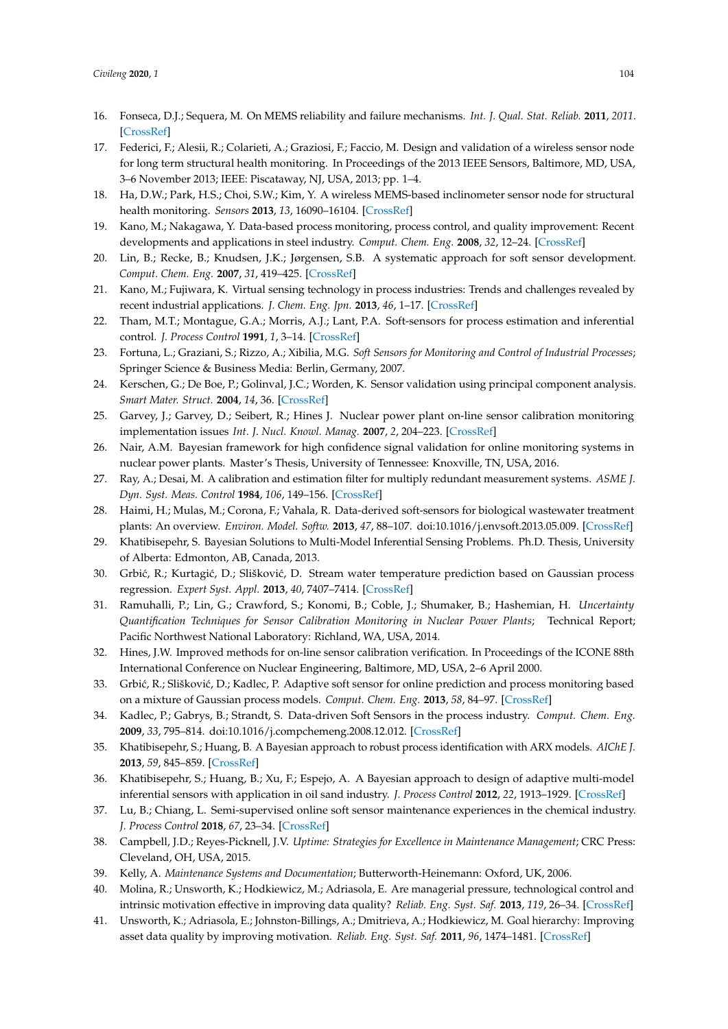16. Fonseca, D.J.; Sequera, M. On MEMS reliability and failure mechanisms. *Int. J. Qual. Stat. Reliab.* **2011**, *2011*. [CrossRef]
17. Federici, F.; Alesii, R.; Colarieti, A.; Graziosi, F.; Faccio, M. Design and validation of a wireless sensor node for long term structural health monitoring. In Proceedings of the 2013 IEEE Sensors, Baltimore, MD, USA, 3–6 November 2013; IEEE: Piscataway, NJ, USA, 2013; pp. 1–4.
18. Ha, D.W.; Park, H.S.; Choi, S.W.; Kim, Y. A wireless MEMS-based inclinometer sensor node for structural health monitoring. *Sensors* **2013**, *13*, 16090–16104. [CrossRef]
19. Kano, M.; Nakagawa, Y. Data-based process monitoring, process control, and quality improvement: Recent developments and applications in steel industry. *Comput. Chem. Eng.* **2008**, *32*, 12–24. [CrossRef]
20. Lin, B.; Recke, B.; Knudsen, J.K.; Jørgensen, S.B. A systematic approach for soft sensor development. *Comput. Chem. Eng.* **2007**, *31*, 419–425. [CrossRef]
21. Kano, M.; Fujiwara, K. Virtual sensing technology in process industries: Trends and challenges revealed by recent industrial applications. *J. Chem. Eng. Jpn.* **2013**, *46*, 1–17. [CrossRef]
22. Tham, M.T.; Montague, G.A.; Morris, A.J.; Lant, P.A. Soft-sensors for process estimation and inferential control. *J. Process Control* **1991**, *1*, 3–14. [CrossRef]
23. Fortuna, L.; Graziani, S.; Rizzo, A.; Xibilia, M.G. *Soft Sensors for Monitoring and Control of Industrial Processes*; Springer Science & Business Media: Berlin, Germany, 2007.
24. Kerschen, G.; De Boe, P.; Golinval, J.C.; Worden, K. Sensor validation using principal component analysis. *Smart Mater. Struct.* **2004**, *14*, 36. [CrossRef]
25. Garvey, J.; Garvey, D.; Seibert, R.; Hines J. Nuclear power plant on-line sensor calibration monitoring implementation issues *Int. J. Nucl. Knowl. Manag.* **2007**, *2*, 204–223. [CrossRef]
26. Nair, A.M. Bayesian framework for high confidence signal validation for online monitoring systems in nuclear power plants. Master's Thesis, University of Tennessee: Knoxville, TN, USA, 2016.
27. Ray, A.; Desai, M. A calibration and estimation filter for multiply redundant measurement systems. *ASME J. Dyn. Syst. Meas. Control* **1984**, *106*, 149–156. [CrossRef]
28. Haimi, H.; Mulas, M.; Corona, F.; Vahala, R. Data-derived soft-sensors for biological wastewater treatment plants: An overview. *Environ. Model. Softw.* **2013**, *47*, 88–107. doi:10.1016/j.envsoft.2013.05.009. [CrossRef]
29. Khatibisepehr, S. Bayesian Solutions to Multi-Model Inferential Sensing Problems. Ph.D. Thesis, University of Alberta: Edmonton, AB, Canada, 2013.
30. Grbić, R.; Kurtagić, D.; Slišković, D. Stream water temperature prediction based on Gaussian process regression. *Expert Syst. Appl.* **2013**, *40*, 7407–7414. [CrossRef]
31. Ramuhalli, P.; Lin, G.; Crawford, S.; Konomi, B.; Coble, J.; Shumaker, B.; Hashemian, H. *Uncertainty Quantification Techniques for Sensor Calibration Monitoring in Nuclear Power Plants*; Technical Report; Pacific Northwest National Laboratory: Richland, WA, USA, 2014.
32. Hines, J.W. Improved methods for on-line sensor calibration verification. In Proceedings of the ICONE 88th International Conference on Nuclear Engineering, Baltimore, MD, USA, 2–6 April 2000.
33. Grbić, R.; Slišković, D.; Kadlec, P. Adaptive soft sensor for online prediction and process monitoring based on a mixture of Gaussian process models. *Comput. Chem. Eng.* **2013**, *58*, 84–97. [CrossRef]
34. Kadlec, P.; Gabrys, B.; Strandt, S. Data-driven Soft Sensors in the process industry. *Comput. Chem. Eng.* **2009**, *33*, 795–814. doi:10.1016/j.compchemeng.2008.12.012. [CrossRef]
35. Khatibisepehr, S.; Huang, B. A Bayesian approach to robust process identification with ARX models. *AIChE J.* **2013**, *59*, 845–859. [CrossRef]
36. Khatibisepehr, S.; Huang, B.; Xu, F.; Espejo, A. A Bayesian approach to design of adaptive multi-model inferential sensors with application in oil sand industry. *J. Process Control* **2012**, *22*, 1913–1929. [CrossRef]
37. Lu, B.; Chiang, L. Semi-supervised online soft sensor maintenance experiences in the chemical industry. *J. Process Control* **2018**, *67*, 23–34. [CrossRef]
38. Campbell, J.D.; Reyes-Picknell, J.V. *Uptime: Strategies for Excellence in Maintenance Management*; CRC Press: Cleveland, OH, USA, 2015.
39. Kelly, A. *Maintenance Systems and Documentation*; Butterworth-Heinemann: Oxford, UK, 2006.
40. Molina, R.; Unsworth, K.; Hodkiewicz, M.; Adriasola, E. Are managerial pressure, technological control and intrinsic motivation effective in improving data quality? *Reliab. Eng. Syst. Saf.* **2013**, *119*, 26–34. [CrossRef]
41. Unsworth, K.; Adriasola, E.; Johnston-Billings, A.; Dmitrieva, A.; Hodkiewicz, M. Goal hierarchy: Improving asset data quality by improving motivation. *Reliab. Eng. Syst. Saf.* **2011**, *96*, 1474–1481. [CrossRef]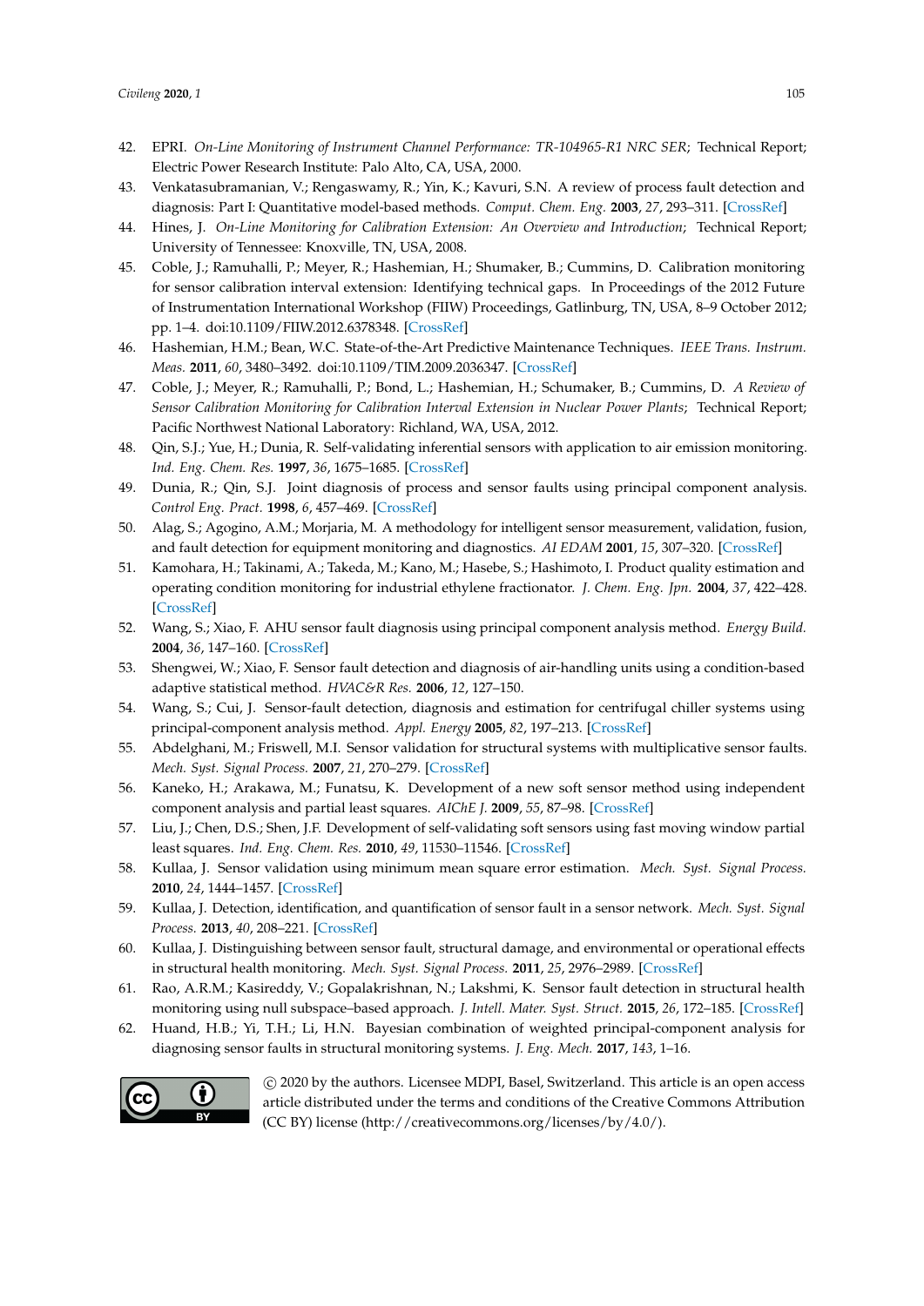42. EPRI. *On-Line Monitoring of Instrument Channel Performance: TR-104965-R1 NRC SER*; Technical Report; Electric Power Research Institute: Palo Alto, CA, USA, 2000.
43. Venkatasubramanian, V.; Rengaswamy, R.; Yin, K.; Kavuri, S.N. A review of process fault detection and diagnosis: Part I: Quantitative model-based methods. *Comput. Chem. Eng.* **2003**, *27*, 293–311. [CrossRef]
44. Hines, J. *On-Line Monitoring for Calibration Extension: An Overview and Introduction*; Technical Report; University of Tennessee: Knoxville, TN, USA, 2008.
45. Coble, J.; Ramuhalli, P.; Meyer, R.; Hashemian, H.; Shumaker, B.; Cummins, D. Calibration monitoring for sensor calibration interval extension: Identifying technical gaps. In Proceedings of the 2012 Future of Instrumentation International Workshop (FIIW) Proceedings, Gatlinburg, TN, USA, 8–9 October 2012; pp. 1–4. doi:10.1109/FIIW.2012.6378348. [CrossRef]
46. Hashemian, H.M.; Bean, W.C. State-of-the-Art Predictive Maintenance Techniques. *IEEE Trans. Instrum. Meas.* **2011**, *60*, 3480–3492. doi:10.1109/TIM.2009.2036347. [CrossRef]
47. Coble, J.; Meyer, R.; Ramuhalli, P.; Bond, L.; Hashemian, H.; Schumaker, B.; Cummins, D. *A Review of Sensor Calibration Monitoring for Calibration Interval Extension in Nuclear Power Plants*; Technical Report; Pacific Northwest National Laboratory: Richland, WA, USA, 2012.
48. Qin, S.J.; Yue, H.; Dunia, R. Self-validating inferential sensors with application to air emission monitoring. *Ind. Eng. Chem. Res.* **1997**, *36*, 1675–1685. [CrossRef]
49. Dunia, R.; Qin, S.J. Joint diagnosis of process and sensor faults using principal component analysis. *Control Eng. Pract.* **1998**, *6*, 457–469. [CrossRef]
50. Alag, S.; Agogino, A.M.; Morjaria, M. A methodology for intelligent sensor measurement, validation, fusion, and fault detection for equipment monitoring and diagnostics. *AI EDAM* **2001**, *15*, 307–320. [CrossRef]
51. Kamohara, H.; Takinami, A.; Takeda, M.; Kano, M.; Hasebe, S.; Hashimoto, I. Product quality estimation and operating condition monitoring for industrial ethylene fractionator. *J. Chem. Eng. Jpn.* **2004**, *37*, 422–428. [CrossRef]
52. Wang, S.; Xiao, F. AHU sensor fault diagnosis using principal component analysis method. *Energy Build.* **2004**, *36*, 147–160. [CrossRef]
53. Shengwei, W.; Xiao, F. Sensor fault detection and diagnosis of air-handling units using a condition-based adaptive statistical method. *HVAC&R Res.* **2006**, *12*, 127–150.
54. Wang, S.; Cui, J. Sensor-fault detection, diagnosis and estimation for centrifugal chiller systems using principal-component analysis method. *Appl. Energy* **2005**, *82*, 197–213. [CrossRef]
55. Abdelghani, M.; Friswell, M.I. Sensor validation for structural systems with multiplicative sensor faults. *Mech. Syst. Signal Process.* **2007**, *21*, 270–279. [CrossRef]
56. Kaneko, H.; Arakawa, M.; Funatsu, K. Development of a new soft sensor method using independent component analysis and partial least squares. *AIChE J.* **2009**, *55*, 87–98. [CrossRef]
57. Liu, J.; Chen, D.S.; Shen, J.F. Development of self-validating soft sensors using fast moving window partial least squares. *Ind. Eng. Chem. Res.* **2010**, *49*, 11530–11546. [CrossRef]
58. Kullaa, J. Sensor validation using minimum mean square error estimation. *Mech. Syst. Signal Process.* **2010**, *24*, 1444–1457. [CrossRef]
59. Kullaa, J. Detection, identification, and quantification of sensor fault in a sensor network. *Mech. Syst. Signal Process.* **2013**, *40*, 208–221. [CrossRef]
60. Kullaa, J. Distinguishing between sensor fault, structural damage, and environmental or operational effects in structural health monitoring. *Mech. Syst. Signal Process.* **2011**, *25*, 2976–2989. [CrossRef]
61. Rao, A.R.M.; Kasireddy, V.; Gopalakrishnan, N.; Lakshmi, K. Sensor fault detection in structural health monitoring using null subspace–based approach. *J. Intell. Mater. Syst. Struct.* **2015**, *26*, 172–185. [CrossRef]
62. Huand, H.B.; Yi, T.H.; Li, H.N. Bayesian combination of weighted principal-component analysis for diagnosing sensor faults in structural monitoring systems. *J. Eng. Mech.* **2017**, *143*, 1–16.

© 2020 by the authors. Licensee MDPI, Basel, Switzerland. This article is an open access article distributed under the terms and conditions of the Creative Commons Attribution (CC BY) license (http://creativecommons.org/licenses/by/4.0/).